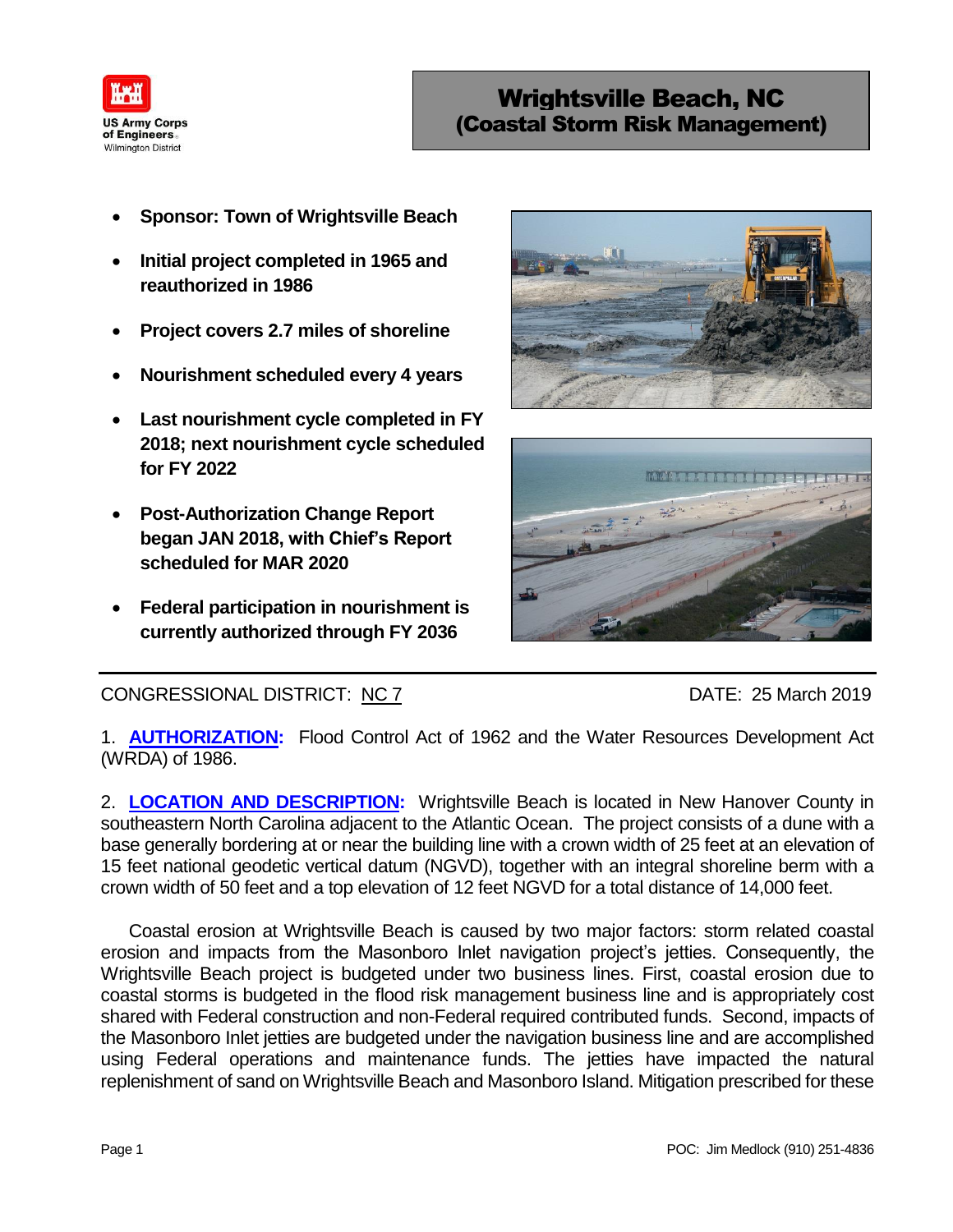US Army Corps of Engineers
Wilmington District

# Wrightsville Beach, NC (Coastal Storm Risk Management)

- **Sponsor: Town of Wrightsville Beach**
- **Initial project completed in 1965 and reauthorized in 1986**
- **Project covers 2.7 miles of shoreline**
- **Nourishment scheduled every 4 years**
- **Last nourishment cycle completed in FY 2018; next nourishment cycle scheduled for FY 2022**
- **Post-Authorization Change Report began JAN 2018, with Chief's Report scheduled for MAR 2020**
- **Federal participation in nourishment is currently authorized through FY 2036**

CONGRESSIONAL DISTRICT: NC 7 DATE: 25 March 2019

1. **AUTHORIZATION:** Flood Control Act of 1962 and the Water Resources Development Act (WRDA) of 1986.

2. **LOCATION AND DESCRIPTION:** Wrightsville Beach is located in New Hanover County in southeastern North Carolina adjacent to the Atlantic Ocean. The project consists of a dune with a base generally bordering at or near the building line with a crown width of 25 feet at an elevation of 15 feet national geodetic vertical datum (NGVD), together with an integral shoreline berm with a crown width of 50 feet and a top elevation of 12 feet NGVD for a total distance of 14,000 feet.

Coastal erosion at Wrightsville Beach is caused by two major factors: storm related coastal erosion and impacts from the Masonboro Inlet navigation project's jetties. Consequently, the Wrightsville Beach project is budgeted under two business lines. First, coastal erosion due to coastal storms is budgeted in the flood risk management business line and is appropriately cost shared with Federal construction and non-Federal required contributed funds. Second, impacts of the Masonboro Inlet jetties are budgeted under the navigation business line and are accomplished using Federal operations and maintenance funds. The jetties have impacted the natural replenishment of sand on Wrightsville Beach and Masonboro Island. Mitigation prescribed for these

POC: Jim Medlock (910) 251-4836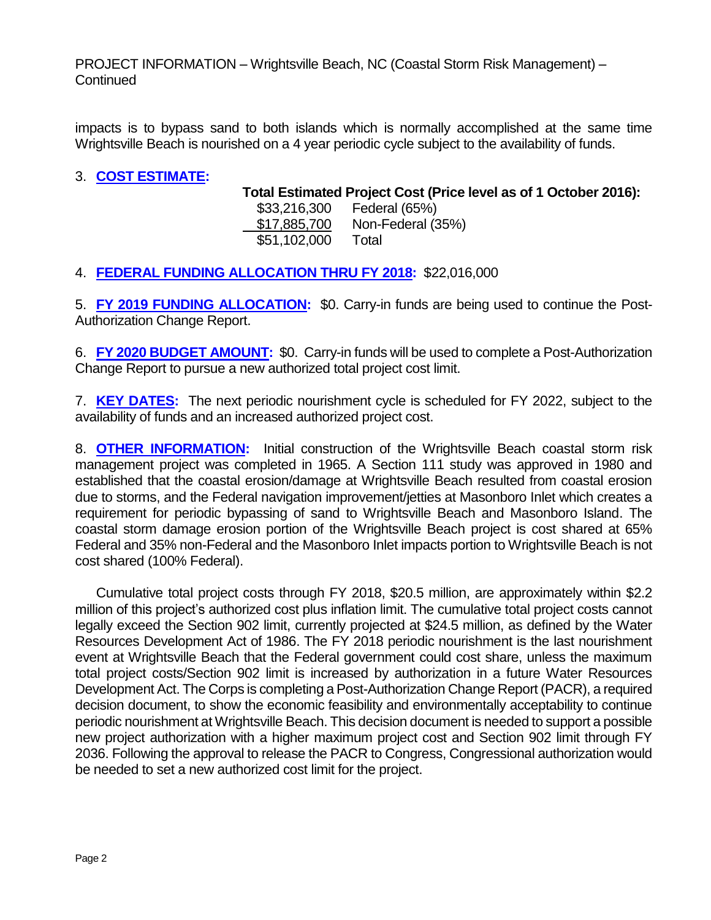impacts is to bypass sand to both islands which is normally accomplished at the same time Wrightsville Beach is nourished on a 4 year periodic cycle subject to the availability of funds.

3. **COST ESTIMATE:**

**Total Estimated Project Cost (Price level as of 1 October 2016):**

| | |
|---|---|
| $33,216,300 | Federal (65%) |
| $17,885,700 | Non-Federal (35%) |
| $51,102,000 | Total |

4. **FEDERAL FUNDING ALLOCATION THRU FY 2018:** $22,016,000

5. **FY 2019 FUNDING ALLOCATION:** $0. Carry-in funds are being used to continue the Post-Authorization Change Report.

6. **FY 2020 BUDGET AMOUNT:** $0. Carry-in funds will be used to complete a Post-Authorization Change Report to pursue a new authorized total project cost limit.

7. **KEY DATES:** The next periodic nourishment cycle is scheduled for FY 2022, subject to the availability of funds and an increased authorized project cost.

8. **OTHER INFORMATION:** Initial construction of the Wrightsville Beach coastal storm risk management project was completed in 1965. A Section 111 study was approved in 1980 and established that the coastal erosion/damage at Wrightsville Beach resulted from coastal erosion due to storms, and the Federal navigation improvement/jetties at Masonboro Inlet which creates a requirement for periodic bypassing of sand to Wrightsville Beach and Masonboro Island. The coastal storm damage erosion portion of the Wrightsville Beach project is cost shared at 65% Federal and 35% non-Federal and the Masonboro Inlet impacts portion to Wrightsville Beach is not cost shared (100% Federal).

Cumulative total project costs through FY 2018, $20.5 million, are approximately within $2.2 million of this project's authorized cost plus inflation limit. The cumulative total project costs cannot legally exceed the Section 902 limit, currently projected at $24.5 million, as defined by the Water Resources Development Act of 1986. The FY 2018 periodic nourishment is the last nourishment event at Wrightsville Beach that the Federal government could cost share, unless the maximum total project costs/Section 902 limit is increased by authorization in a future Water Resources Development Act. The Corps is completing a Post-Authorization Change Report (PACR), a required decision document, to show the economic feasibility and environmentally acceptability to continue periodic nourishment at Wrightsville Beach. This decision document is needed to support a possible new project authorization with a higher maximum project cost and Section 902 limit through FY 2036. Following the approval to release the PACR to Congress, Congressional authorization would be needed to set a new authorized cost limit for the project.